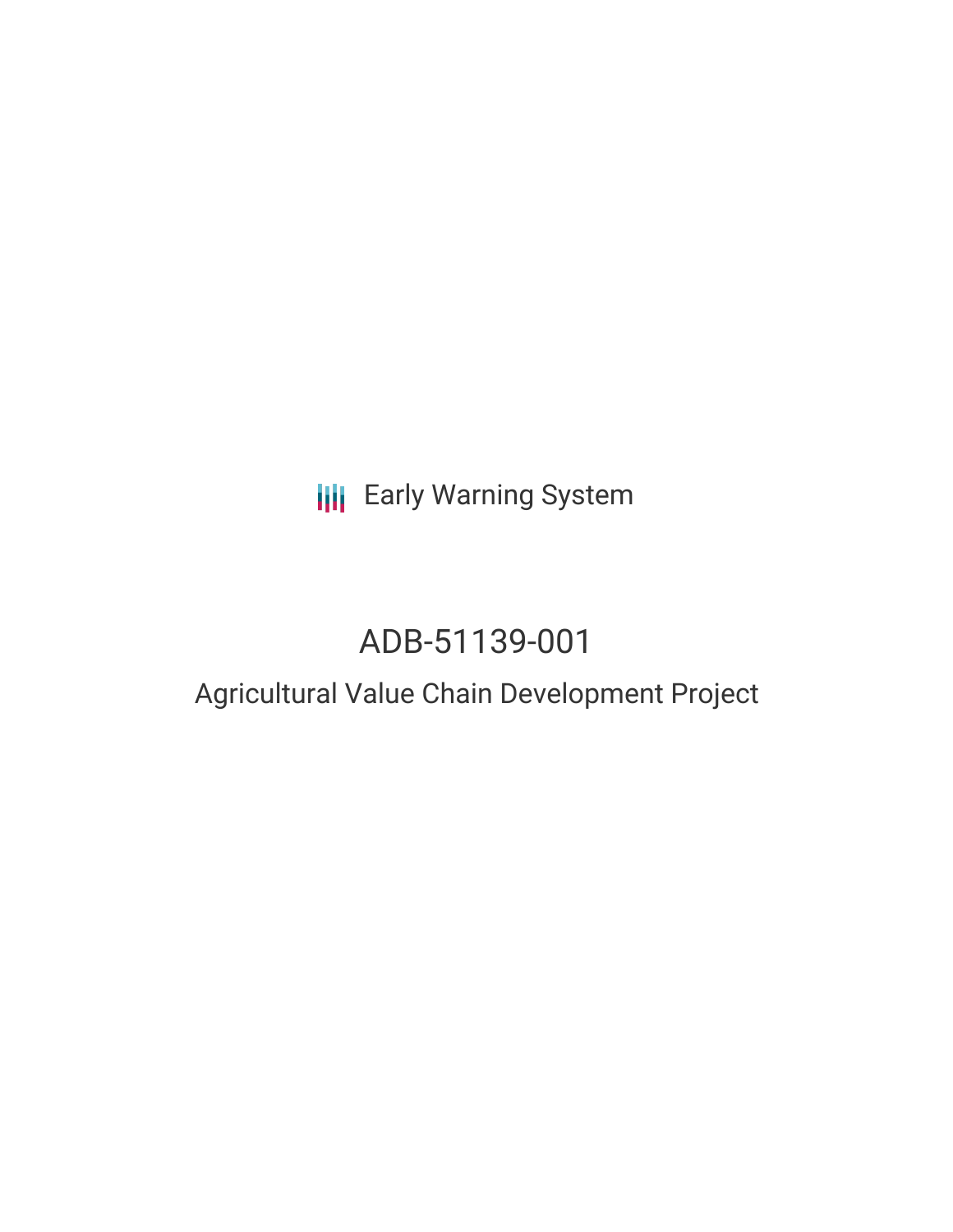Early Warning System

# ADB-51139-001

## Agricultural Value Chain Development Project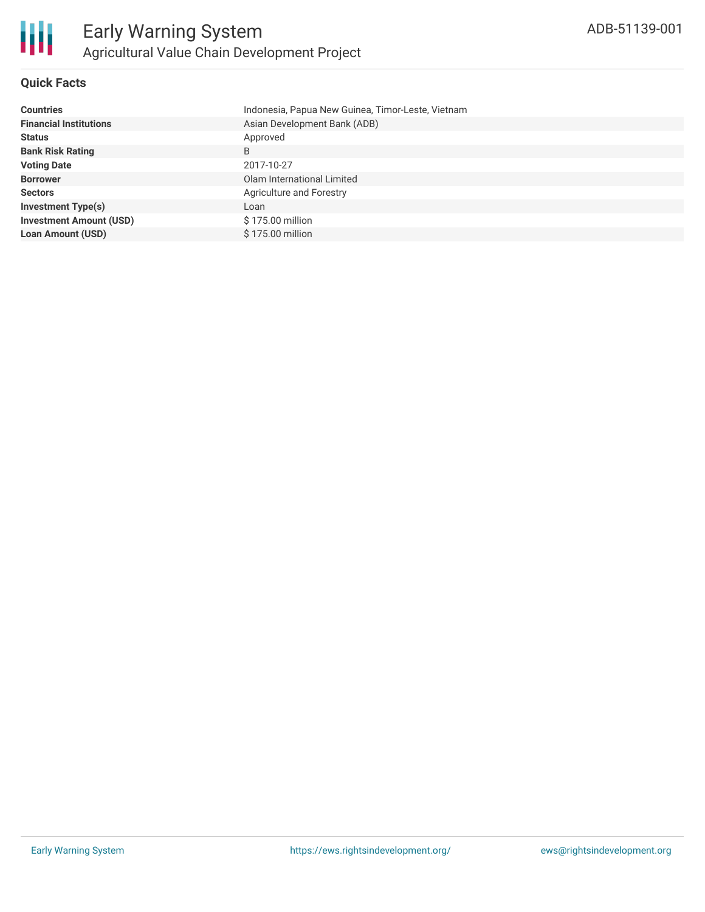# Early Warning System

## Agricultural Value Chain Development Project

ADB-51139-001

### Quick Facts

| | |
|---|---|
| **Countries** | Indonesia, Papua New Guinea, Timor-Leste, Vietnam |
| **Financial Institutions** | Asian Development Bank (ADB) |
| **Status** | Approved |
| **Bank Risk Rating** | B |
| **Voting Date** | 2017-10-27 |
| **Borrower** | Olam International Limited |
| **Sectors** | Agriculture and Forestry |
| **Investment Type(s)** | Loan |
| **Investment Amount (USD)** | $ 175.00 million |
| **Loan Amount (USD)** | $ 175.00 million |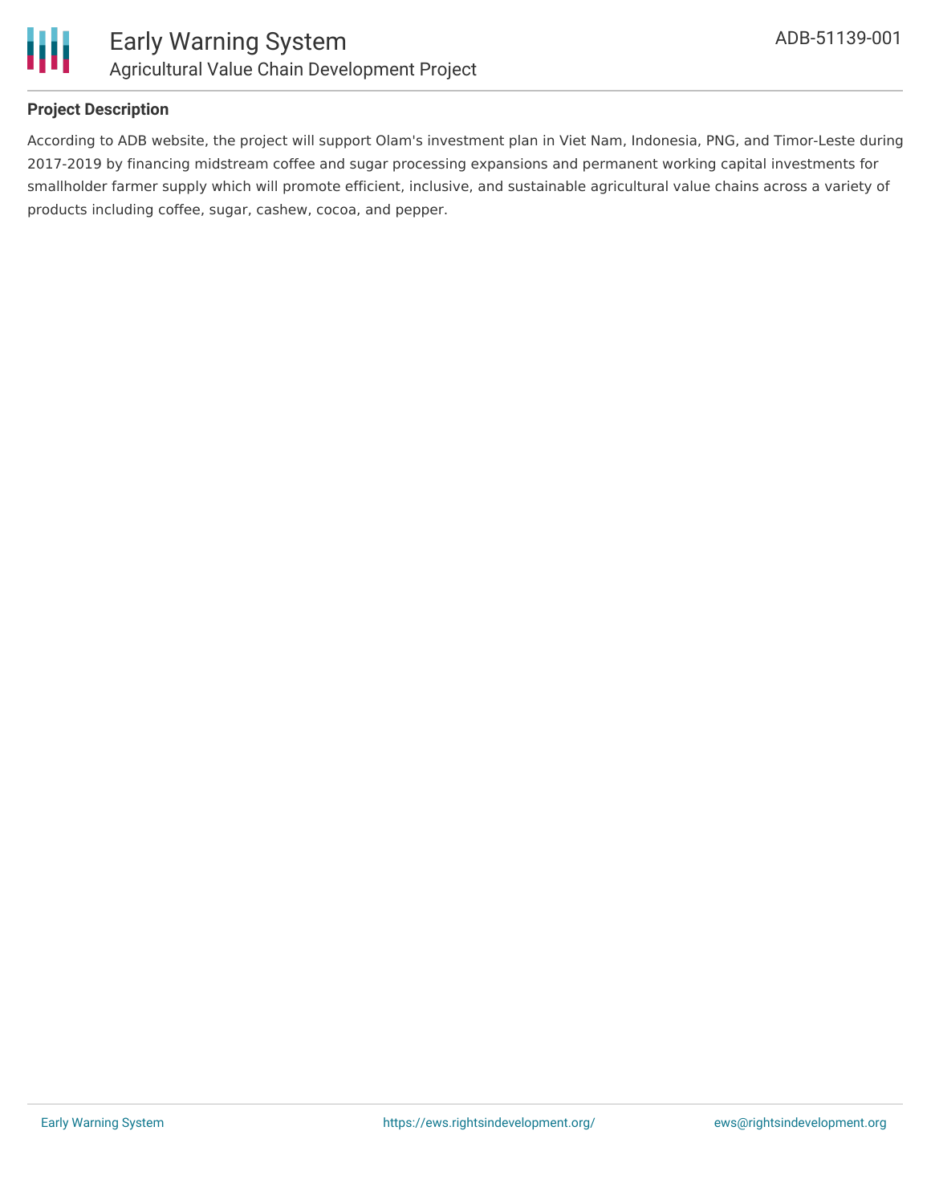## Project Description

According to ADB website, the project will support Olam's investment plan in Viet Nam, Indonesia, PNG, and Timor-Leste during 2017-2019 by financing midstream coffee and sugar processing expansions and permanent working capital investments for smallholder farmer supply which will promote efficient, inclusive, and sustainable agricultural value chains across a variety of products including coffee, sugar, cashew, cocoa, and pepper.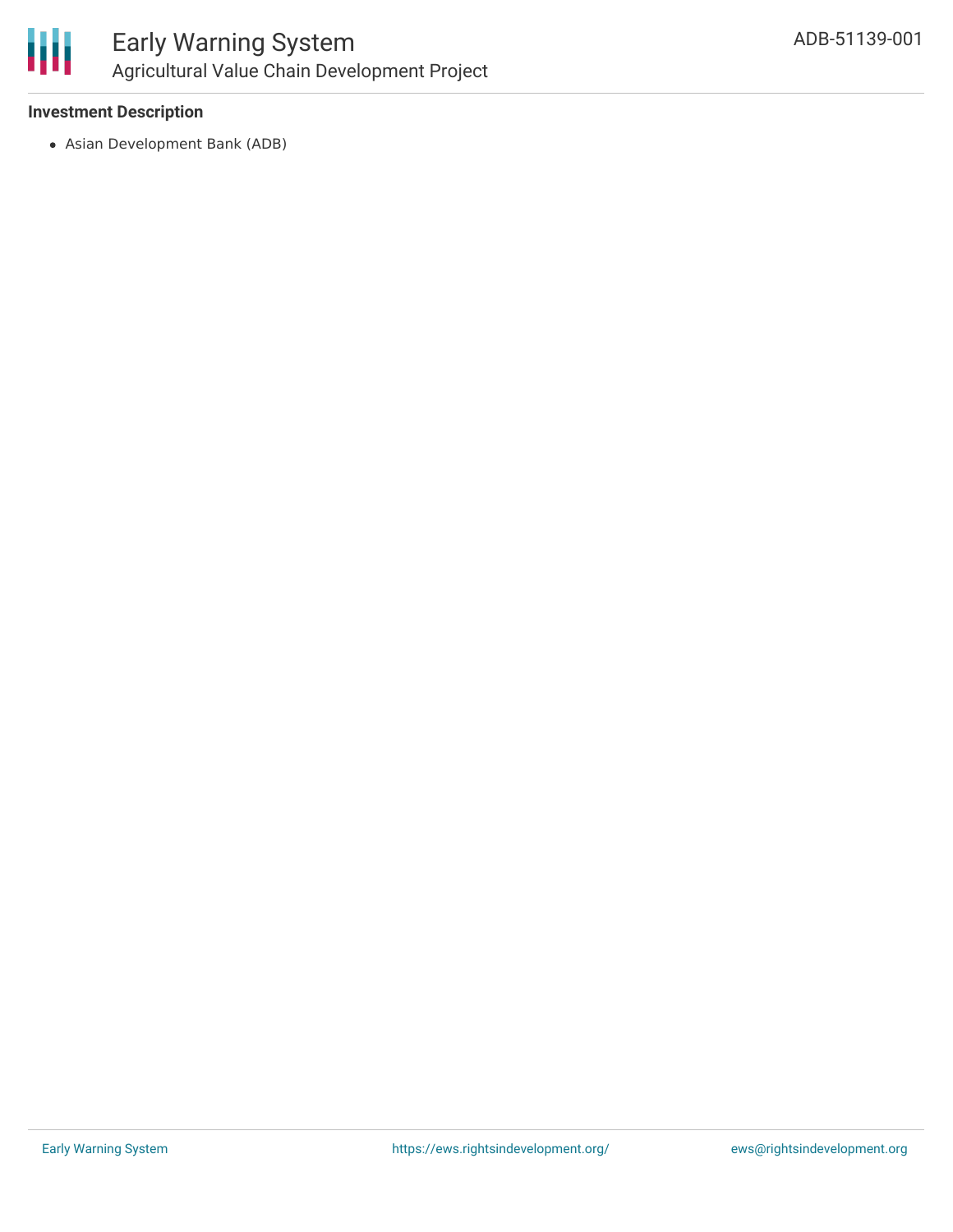**Investment Description**

- Asian Development Bank (ADB)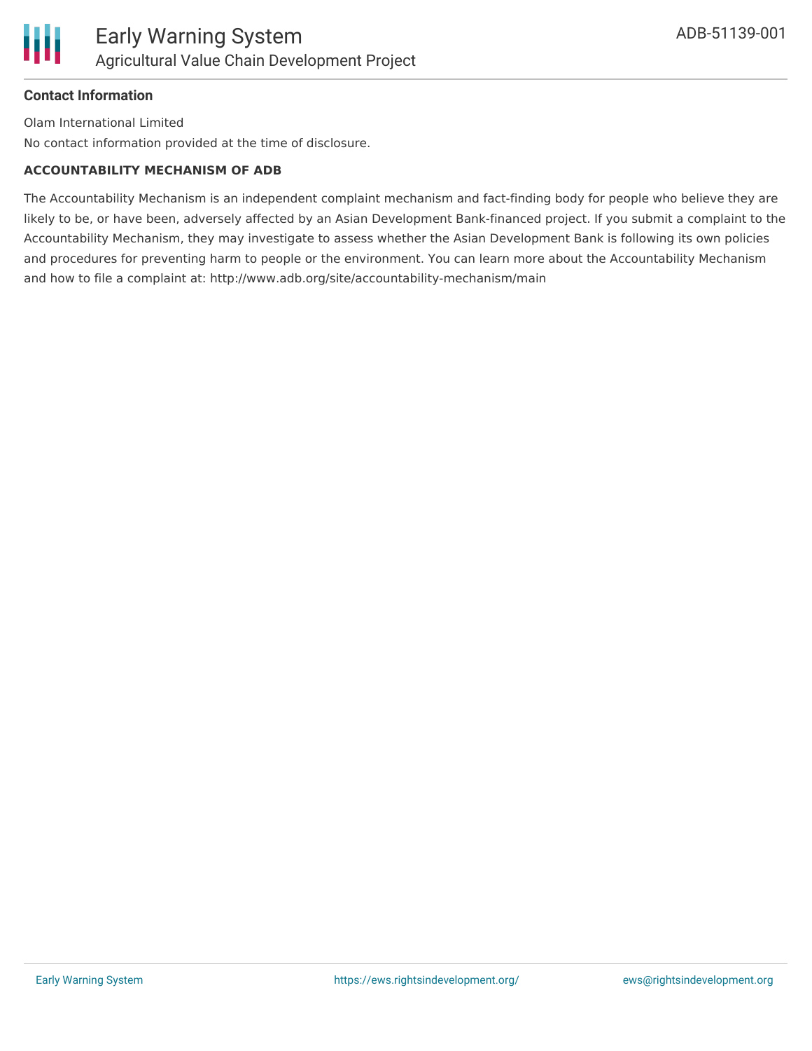**Contact Information**

Olam International Limited

No contact information provided at the time of disclosure.

**ACCOUNTABILITY MECHANISM OF ADB**

The Accountability Mechanism is an independent complaint mechanism and fact-finding body for people who believe they are likely to be, or have been, adversely affected by an Asian Development Bank-financed project. If you submit a complaint to the Accountability Mechanism, they may investigate to assess whether the Asian Development Bank is following its own policies and procedures for preventing harm to people or the environment. You can learn more about the Accountability Mechanism and how to file a complaint at: http://www.adb.org/site/accountability-mechanism/main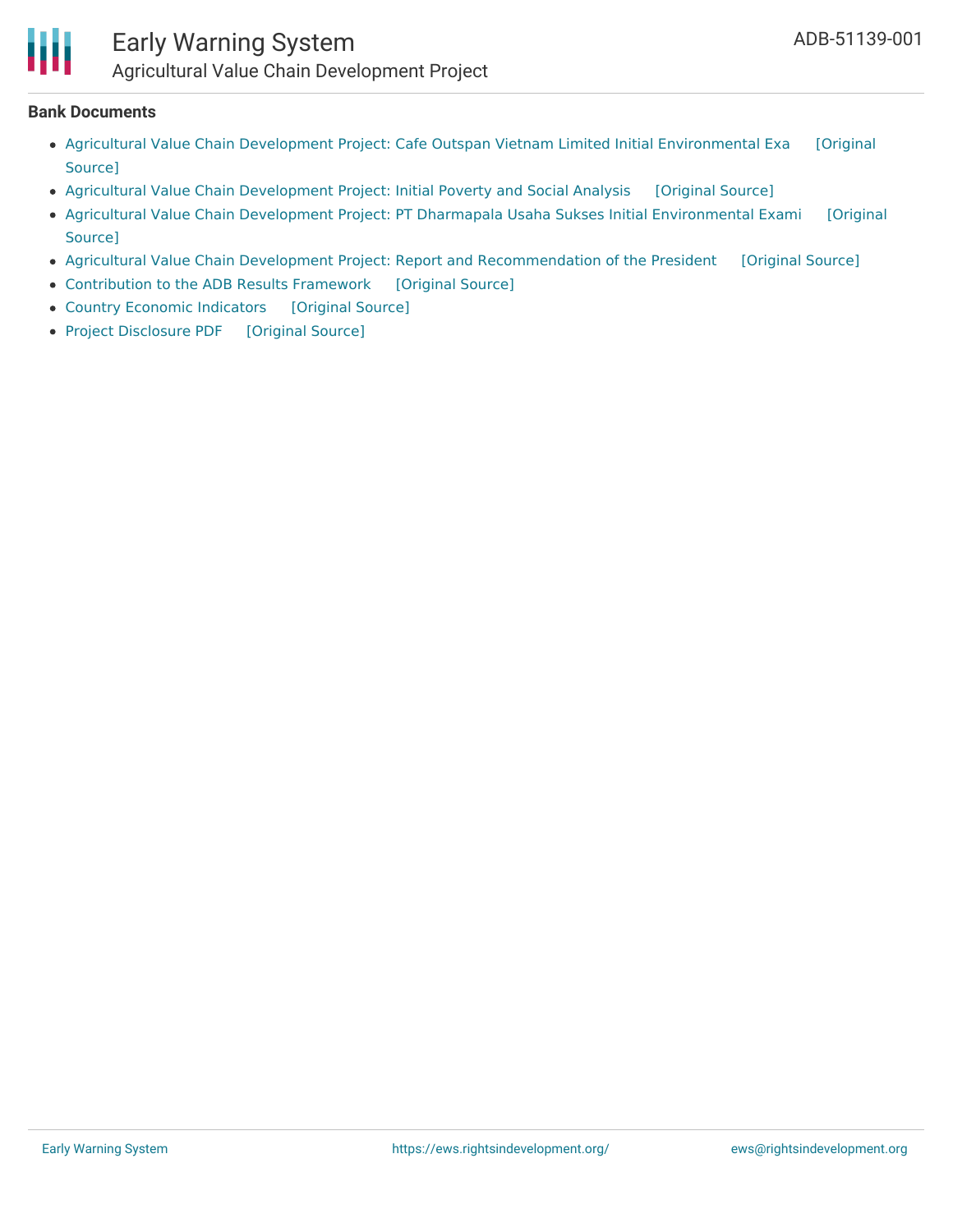**Bank Documents**

- Agricultural Value Chain Development Project: Cafe Outspan Vietnam Limited Initial Environmental Exa [Original Source]
- Agricultural Value Chain Development Project: Initial Poverty and Social Analysis [Original Source]
- Agricultural Value Chain Development Project: PT Dharmapala Usaha Sukses Initial Environmental Exami [Original Source]
- Agricultural Value Chain Development Project: Report and Recommendation of the President [Original Source]
- Contribution to the ADB Results Framework [Original Source]
- Country Economic Indicators [Original Source]
- Project Disclosure PDF [Original Source]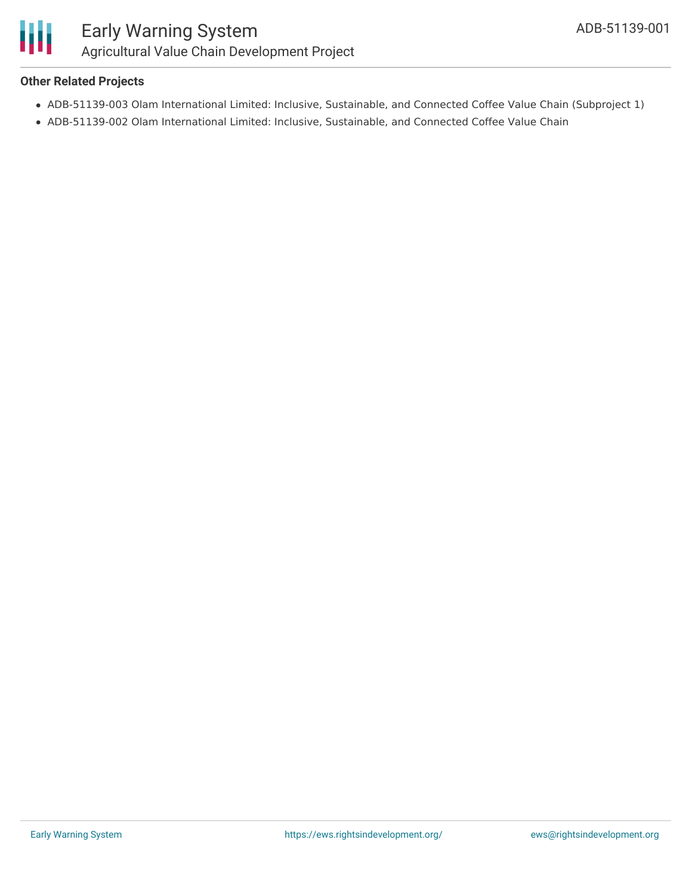**Other Related Projects**

- ADB-51139-003 Olam International Limited: Inclusive, Sustainable, and Connected Coffee Value Chain (Subproject 1)
- ADB-51139-002 Olam International Limited: Inclusive, Sustainable, and Connected Coffee Value Chain